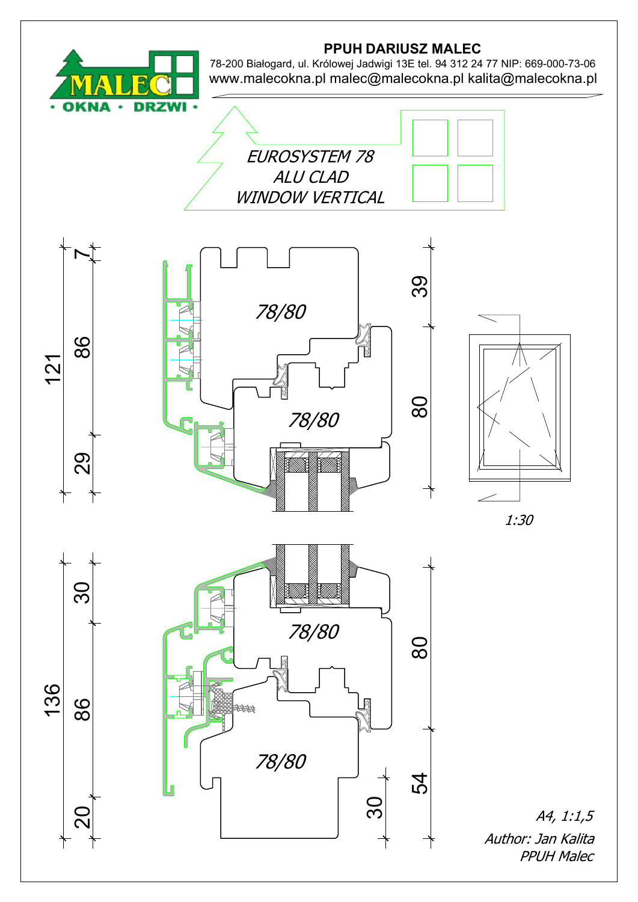**PPUH DARIUSZ MALEC**

78-200 Białogard, ul. Królowej Jadwigi 13E tel. 94 312 24 77 NIP: 669-000-73-06

www.malecokna.pl malec@malecokna.pl kalita@malecokna.pl

MALEC · OKNA · DRZWI ·

*EUROSYSTEM 78*
*ALU CLAD*
*WINDOW VERTICAL*

121 · 7 · 86 · 29

78/80

78/80

39 · 80

1:30

136 · 30 · 86 · 20

78/80

78/80

80 · 54 · 30

*A4, 1:1,5*

*Author: Jan Kalita*
*PPUH Malec*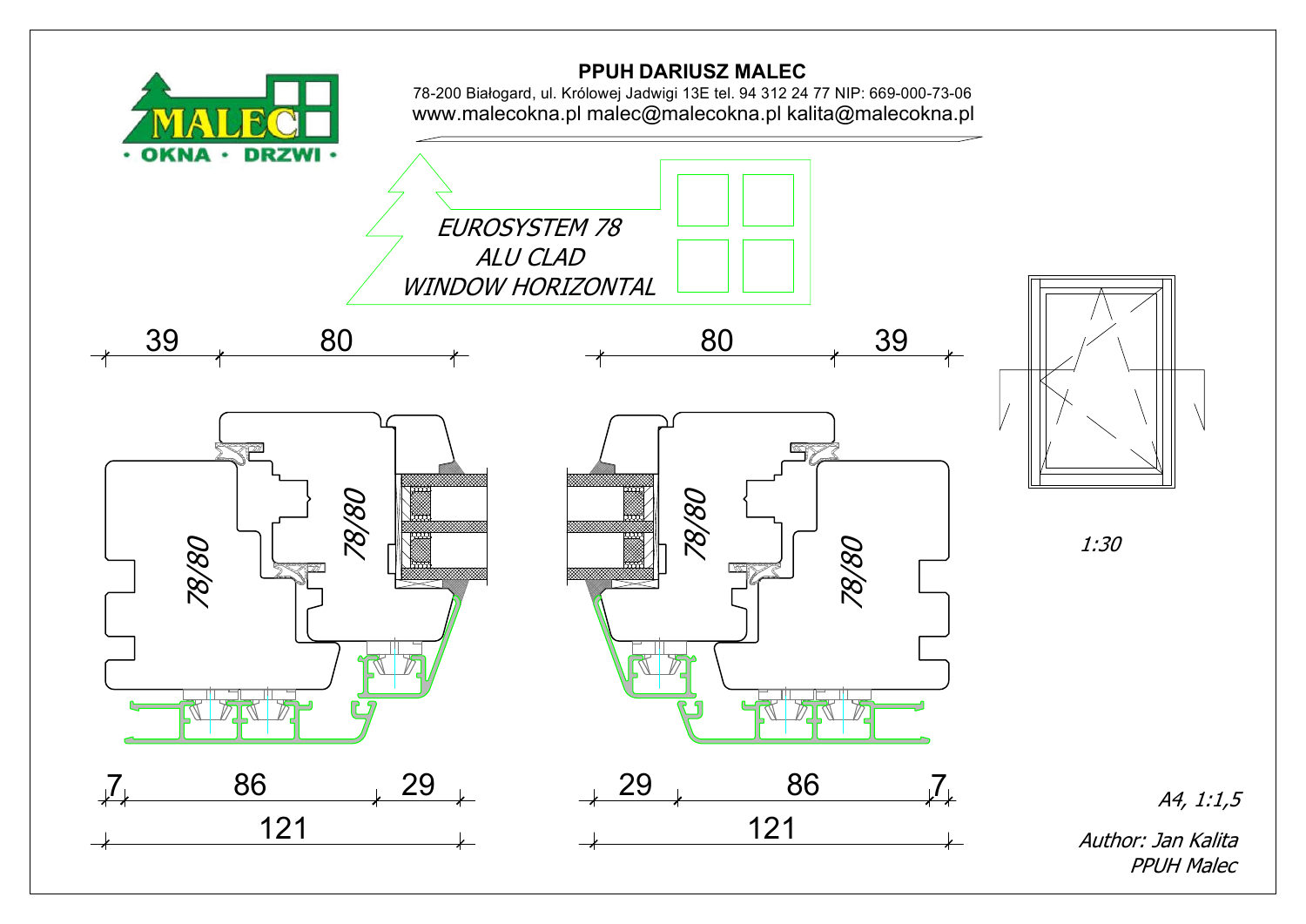**PPUH DARIUSZ MALEC**

78-200 Białogard, ul. Królowej Jadwigi 13E tel. 94 312 24 77 NIP: 669-000-73-06

www.malecokna.pl malec@malecokna.pl kalita@malecokna.pl

*EUROSYSTEM 78*
*ALU CLAD*
*WINDOW HORIZONTAL*

39 80 | 80 39

78/80 78/80 | 78/80 78/80

7 86 29 | 29 86 7

121 | 121

*1:30*

*A4, 1:1,5*

*Author: Jan Kalita*
*PPUH Malec*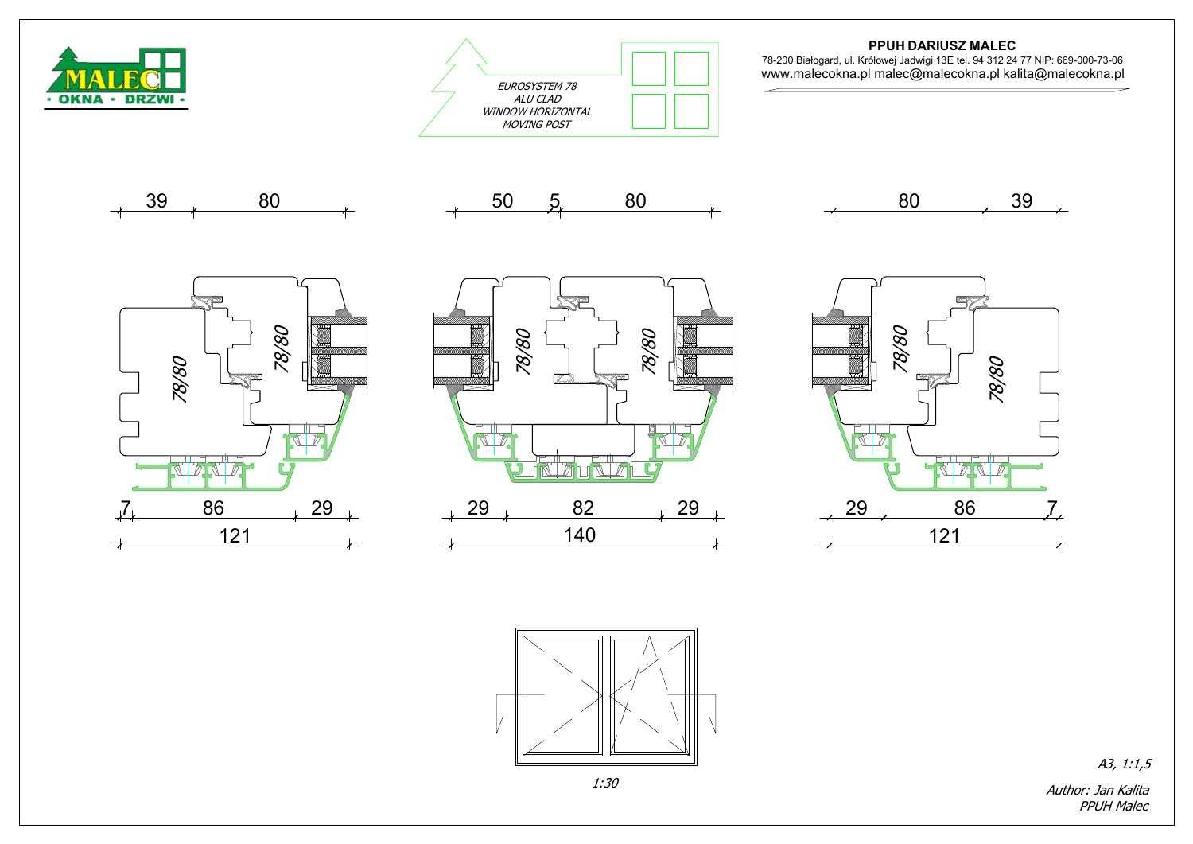**PPUH DARIUSZ MALEC**

78-200 Białogard, ul. Królowej Jadwigi 13E tel. 94 312 24 77 NIP: 669-000-73-06

www.malecokna.pl malec@malecokna.pl kalita@malecokna.pl

*EUROSYSTEM 78*
*ALU CLAD*
*WINDOW HORIZONTAL*
*MOVING POST*

39 80

50 5 80

80 39

78/80 78/80

78/80 78/80

78/80 78/80

7 86 29

121

29 82 29

140

29 86 7

121

*1:30*

*A3, 1:1,5*

*Author: Jan Kalita*
*PPUH Malec*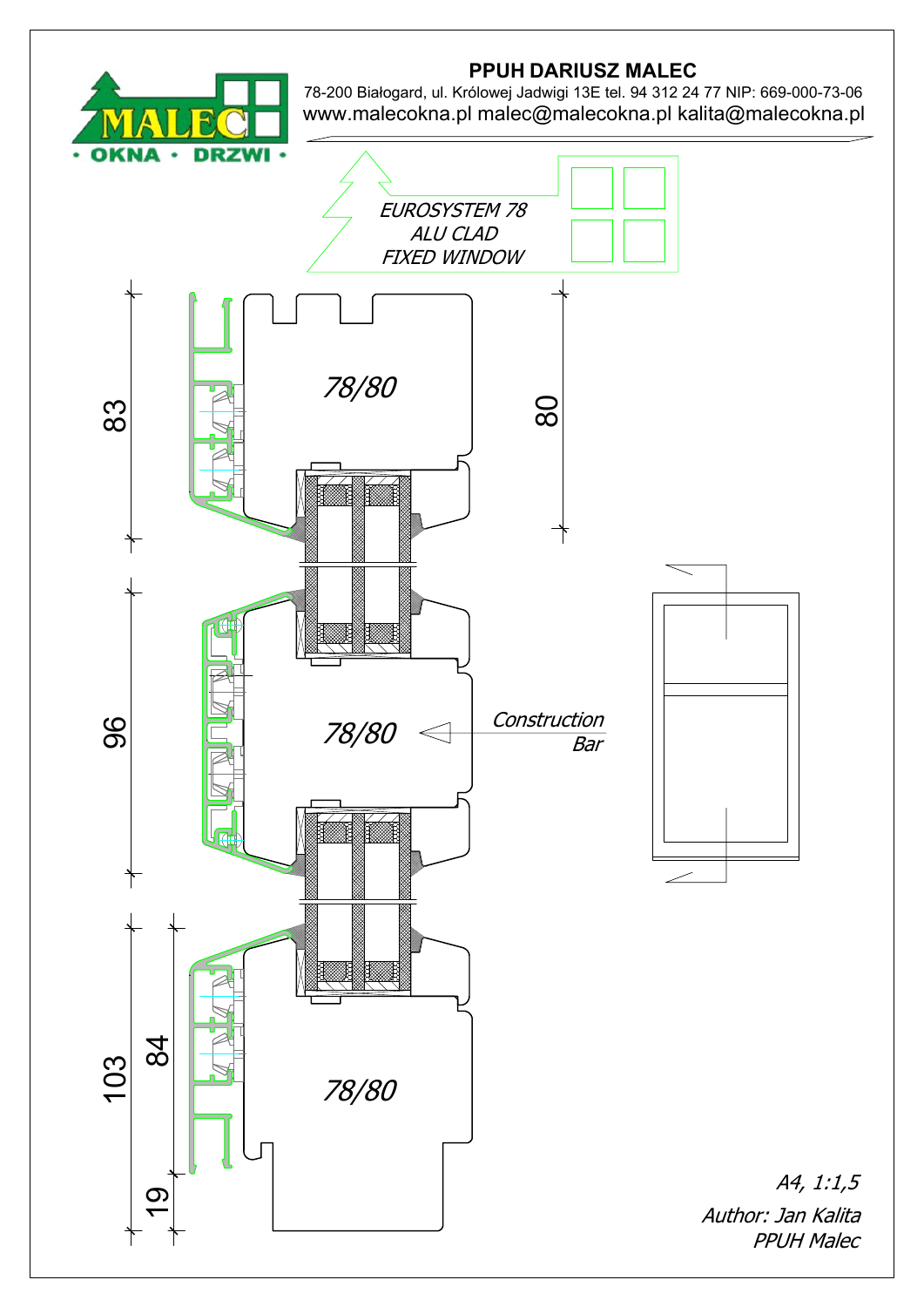**PPUH DARIUSZ MALEC**

78-200 Białogard, ul. Królowej Jadwigi 13E tel. 94 312 24 77 NIP: 669-000-73-06

www.malecokna.pl malec@malecokna.pl kalita@malecokna.pl

*EUROSYSTEM 78*
*ALU CLAD*
*FIXED WINDOW*

78/80

78/80

78/80

Construction Bar

83

96

103

84

19

80

*A4, 1:1,5*

*Author: Jan Kalita*
*PPUH Malec*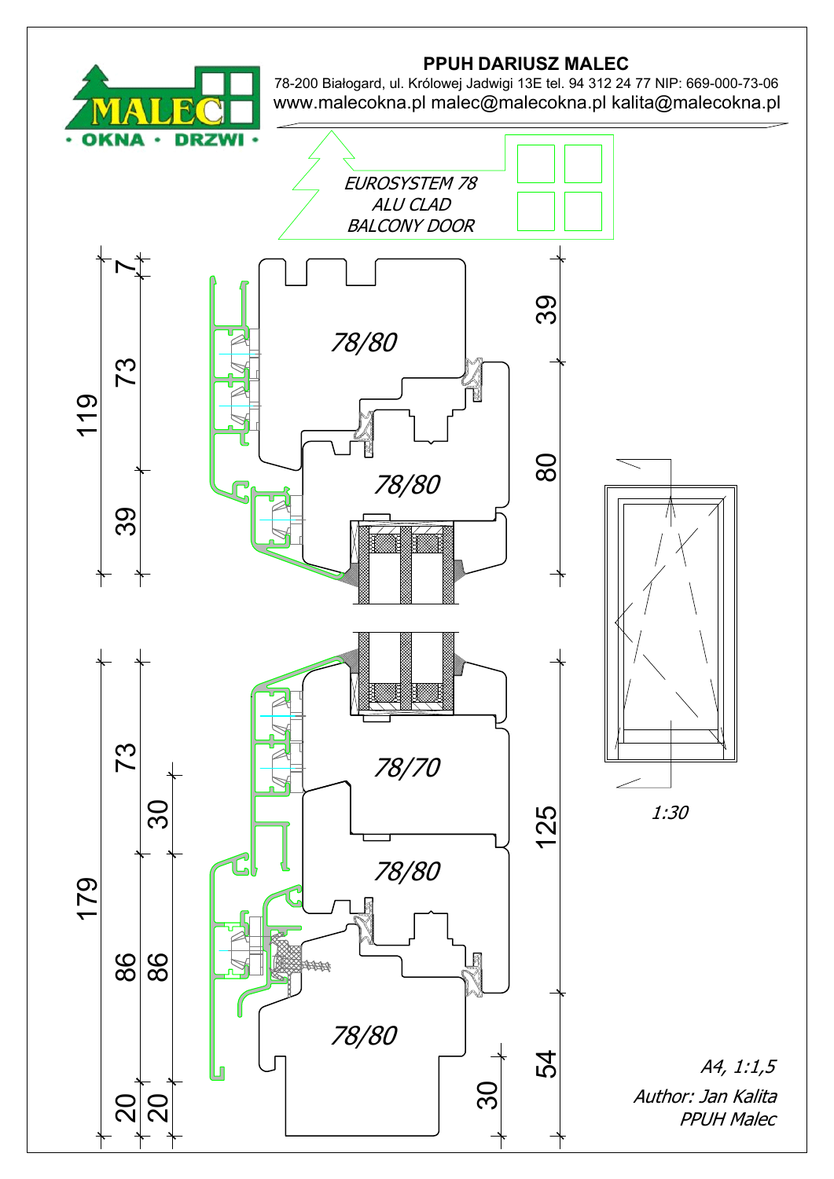**PPUH DARIUSZ MALEC**

78-200 Białogard, ul. Królowej Jadwigi 13E tel. 94 312 24 77 NIP: 669-000-73-06

www.malecokna.pl malec@malecokna.pl kalita@malecokna.pl

*EUROSYSTEM 78*
*ALU CLAD*
*BALCONY DOOR*

*78/80*

*78/80*

*78/70*

*78/80*

*78/80*

7
73
119
39

39
80

73
30
179
86
86
20
20

125
54
30

*1:30*

*A4, 1:1,5*
*Author: Jan Kalita*
*PPUH Malec*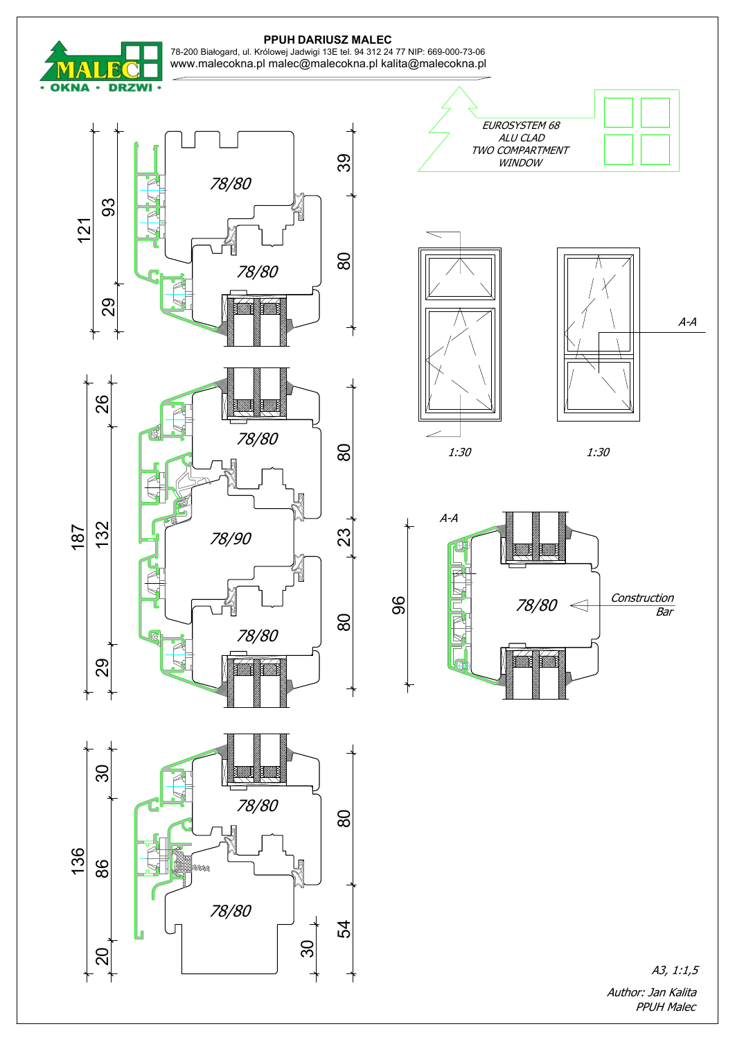**PPUH DARIUSZ MALEC**

78-200 Białogard, ul. Królowej Jadwigi 13E tel. 94 312 24 77 NIP: 669-000-73-06

www.malecokna.pl malec@malecokna.pl kalita@malecokna.pl

*EUROSYSTEM 68*
*ALU CLAD*
*TWO COMPARTMENT*
*WINDOW*

121 93 29 78/80 78/80 39 80

187 26 132 29 78/80 78/90 78/80 80 23 80

136 30 86 20 78/80 78/80 80 54 30

A-A

1:30 1:30

A-A 96 78/80 Construction Bar

*A3, 1:1,5*

*Author: Jan Kalita*
*PPUH Malec*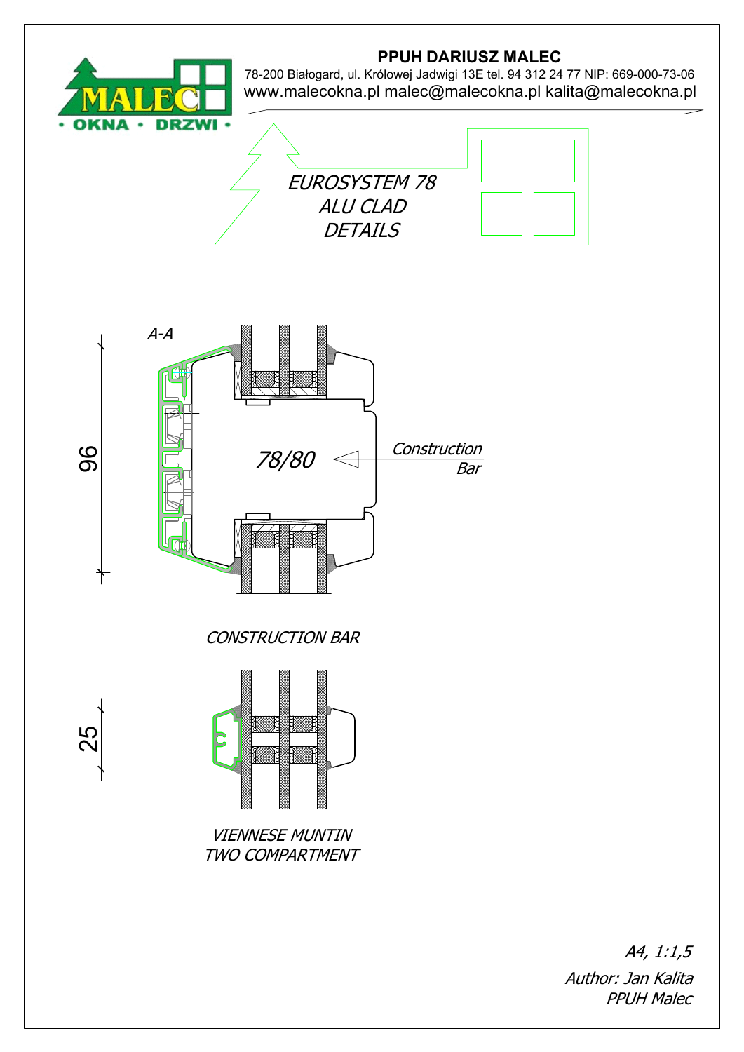**PPUH DARIUSZ MALEC**

78-200 Białogard, ul. Królowej Jadwigi 13E tel. 94 312 24 77 NIP: 669-000-73-06

www.malecokna.pl malec@malecokna.pl kalita@malecokna.pl

MALEC · OKNA · DRZWI ·

*EUROSYSTEM 78*
*ALU CLAD*
*DETAILS*

*A-A*

96

*78/80*

*Construction Bar*

*CONSTRUCTION BAR*

25

*VIENNESE MUNTIN*
*TWO COMPARTMENT*

*A4, 1:1,5*

*Author: Jan Kalita*
*PPUH Malec*